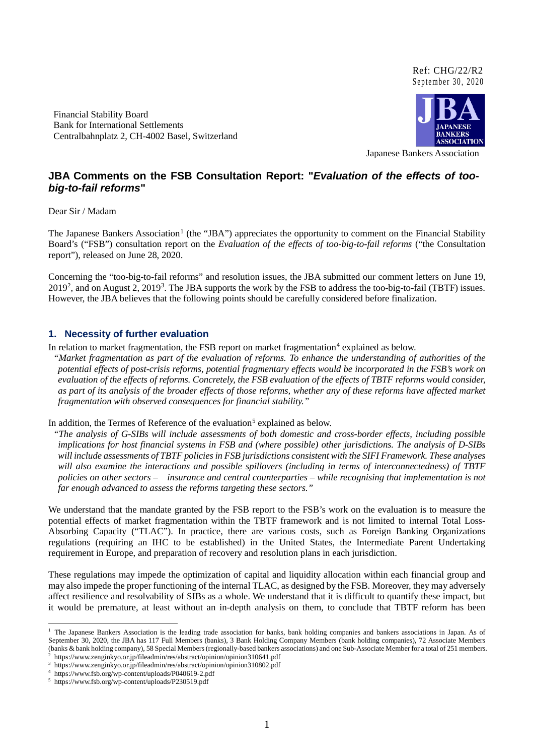Ref: CHG/22/R2
September 30, 2020

Financial Stability Board
Bank for International Settlements
Centralbahnplatz 2, CH-4002 Basel, Switzerland

Japanese Bankers Association

## JBA Comments on the FSB Consultation Report: "*Evaluation of the effects of too-big-to-fail reforms*"

Dear Sir / Madam

The Japanese Bankers Association[1] (the "JBA") appreciates the opportunity to comment on the Financial Stability Board's ("FSB") consultation report on the *Evaluation of the effects of too-big-to-fail reforms* ("the Consultation report"), released on June 28, 2020.

Concerning the "too-big-to-fail reforms" and resolution issues, the JBA submitted our comment letters on June 19, 2019[2], and on August 2, 2019[3]. The JBA supports the work by the FSB to address the too-big-to-fail (TBTF) issues. However, the JBA believes that the following points should be carefully considered before finalization.

### 1. Necessity of further evaluation

In relation to market fragmentation, the FSB report on market fragmentation[4] explained as below.

> "*Market fragmentation as part of the evaluation of reforms. To enhance the understanding of authorities of the potential effects of post-crisis reforms, potential fragmentary effects would be incorporated in the FSB's work on evaluation of the effects of reforms. Concretely, the FSB evaluation of the effects of TBTF reforms would consider, as part of its analysis of the broader effects of those reforms, whether any of these reforms have affected market fragmentation with observed consequences for financial stability.*"

In addition, the Termes of Reference of the evaluation[5] explained as below.

> "*The analysis of G-SIBs will include assessments of both domestic and cross-border effects, including possible implications for host financial systems in FSB and (where possible) other jurisdictions. The analysis of D-SIBs will include assessments of TBTF policies in FSB jurisdictions consistent with the SIFI Framework. These analyses will also examine the interactions and possible spillovers (including in terms of interconnectedness) of TBTF policies on other sectors – insurance and central counterparties – while recognising that implementation is not far enough advanced to assess the reforms targeting these sectors.*"

We understand that the mandate granted by the FSB report to the FSB's work on the evaluation is to measure the potential effects of market fragmentation within the TBTF framework and is not limited to internal Total Loss-Absorbing Capacity ("TLAC"). In practice, there are various costs, such as Foreign Banking Organizations regulations (requiring an IHC to be established) in the United States, the Intermediate Parent Undertaking requirement in Europe, and preparation of recovery and resolution plans in each jurisdiction.

These regulations may impede the optimization of capital and liquidity allocation within each financial group and may also impede the proper functioning of the internal TLAC, as designed by the FSB. Moreover, they may adversely affect resilience and resolvability of SIBs as a whole. We understand that it is difficult to quantify these impact, but it would be premature, at least without an in-depth analysis on them, to conclude that TBTF reform has been

---

[1] The Japanese Bankers Association is the leading trade association for banks, bank holding companies and bankers associations in Japan. As of September 30, 2020, the JBA has 117 Full Members (banks), 3 Bank Holding Company Members (bank holding companies), 72 Associate Members (banks & bank holding company), 58 Special Members (regionally-based bankers associations) and one Sub-Associate Member for a total of 251 members.

[2] https://www.zenginkyo.or.jp/fileadmin/res/abstract/opinion/opinion310641.pdf

[3] https://www.zenginkyo.or.jp/fileadmin/res/abstract/opinion/opinion310802.pdf

[4] https://www.fsb.org/wp-content/uploads/P040619-2.pdf

[5] https://www.fsb.org/wp-content/uploads/P230519.pdf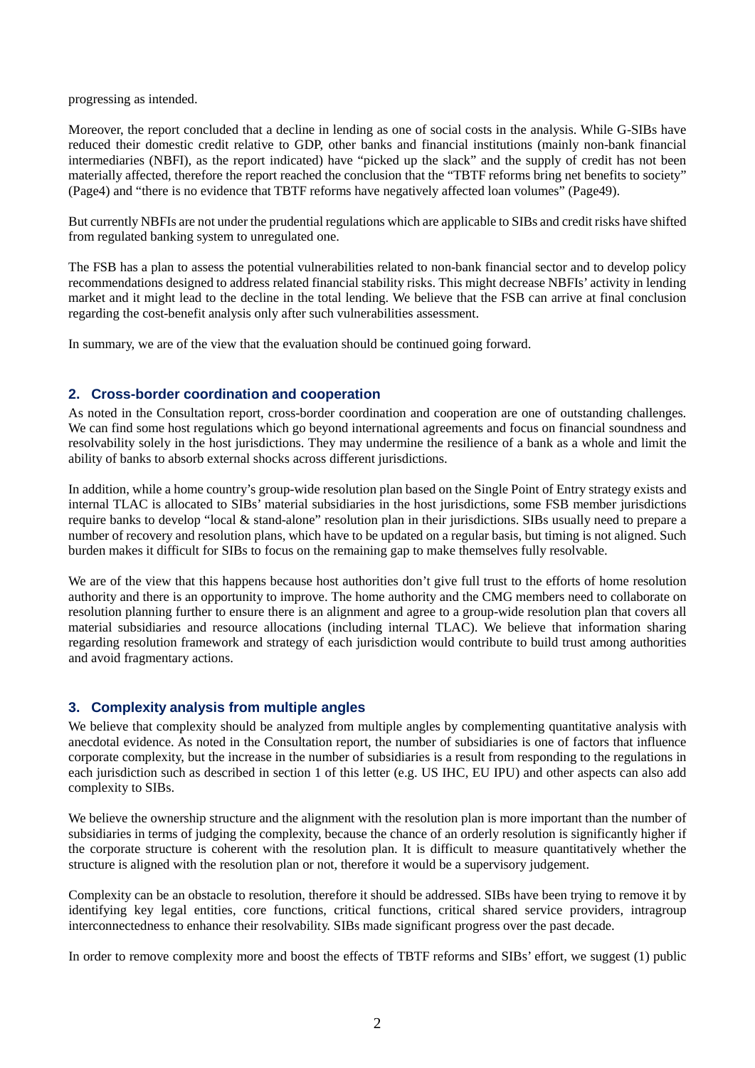progressing as intended.

Moreover, the report concluded that a decline in lending as one of social costs in the analysis. While G-SIBs have reduced their domestic credit relative to GDP, other banks and financial institutions (mainly non-bank financial intermediaries (NBFI), as the report indicated) have "picked up the slack" and the supply of credit has not been materially affected, therefore the report reached the conclusion that the "TBTF reforms bring net benefits to society" (Page4) and "there is no evidence that TBTF reforms have negatively affected loan volumes" (Page49).

But currently NBFIs are not under the prudential regulations which are applicable to SIBs and credit risks have shifted from regulated banking system to unregulated one.

The FSB has a plan to assess the potential vulnerabilities related to non-bank financial sector and to develop policy recommendations designed to address related financial stability risks. This might decrease NBFIs' activity in lending market and it might lead to the decline in the total lending. We believe that the FSB can arrive at final conclusion regarding the cost-benefit analysis only after such vulnerabilities assessment.

In summary, we are of the view that the evaluation should be continued going forward.

## 2. Cross-border coordination and cooperation

As noted in the Consultation report, cross-border coordination and cooperation are one of outstanding challenges. We can find some host regulations which go beyond international agreements and focus on financial soundness and resolvability solely in the host jurisdictions. They may undermine the resilience of a bank as a whole and limit the ability of banks to absorb external shocks across different jurisdictions.

In addition, while a home country's group-wide resolution plan based on the Single Point of Entry strategy exists and internal TLAC is allocated to SIBs' material subsidiaries in the host jurisdictions, some FSB member jurisdictions require banks to develop "local & stand-alone" resolution plan in their jurisdictions. SIBs usually need to prepare a number of recovery and resolution plans, which have to be updated on a regular basis, but timing is not aligned. Such burden makes it difficult for SIBs to focus on the remaining gap to make themselves fully resolvable.

We are of the view that this happens because host authorities don't give full trust to the efforts of home resolution authority and there is an opportunity to improve. The home authority and the CMG members need to collaborate on resolution planning further to ensure there is an alignment and agree to a group-wide resolution plan that covers all material subsidiaries and resource allocations (including internal TLAC). We believe that information sharing regarding resolution framework and strategy of each jurisdiction would contribute to build trust among authorities and avoid fragmentary actions.

## 3. Complexity analysis from multiple angles

We believe that complexity should be analyzed from multiple angles by complementing quantitative analysis with anecdotal evidence. As noted in the Consultation report, the number of subsidiaries is one of factors that influence corporate complexity, but the increase in the number of subsidiaries is a result from responding to the regulations in each jurisdiction such as described in section 1 of this letter (e.g. US IHC, EU IPU) and other aspects can also add complexity to SIBs.

We believe the ownership structure and the alignment with the resolution plan is more important than the number of subsidiaries in terms of judging the complexity, because the chance of an orderly resolution is significantly higher if the corporate structure is coherent with the resolution plan. It is difficult to measure quantitatively whether the structure is aligned with the resolution plan or not, therefore it would be a supervisory judgement.

Complexity can be an obstacle to resolution, therefore it should be addressed. SIBs have been trying to remove it by identifying key legal entities, core functions, critical functions, critical shared service providers, intragroup interconnectedness to enhance their resolvability. SIBs made significant progress over the past decade.

In order to remove complexity more and boost the effects of TBTF reforms and SIBs' effort, we suggest (1) public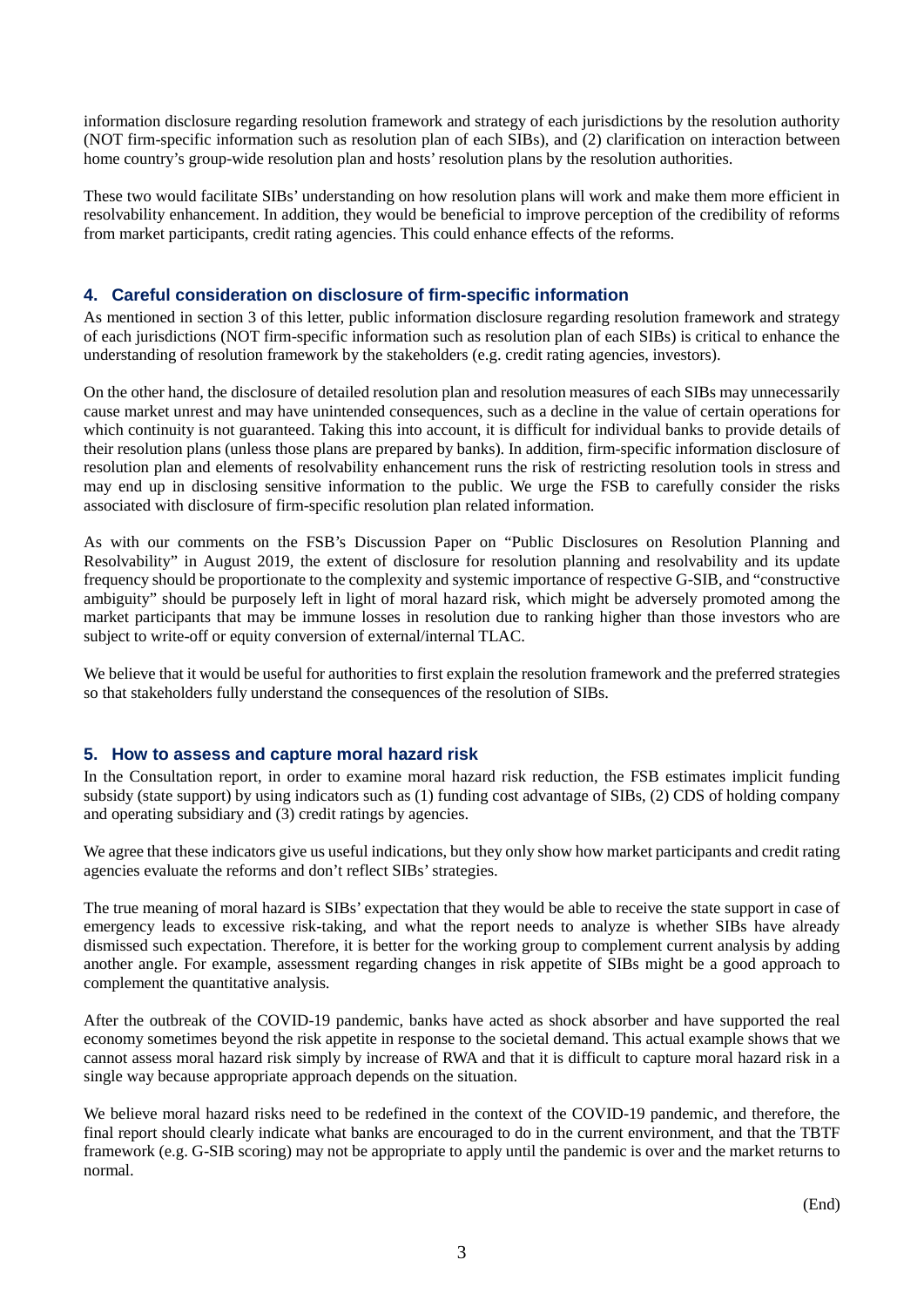information disclosure regarding resolution framework and strategy of each jurisdictions by the resolution authority (NOT firm-specific information such as resolution plan of each SIBs), and (2) clarification on interaction between home country's group-wide resolution plan and hosts' resolution plans by the resolution authorities.

These two would facilitate SIBs' understanding on how resolution plans will work and make them more efficient in resolvability enhancement. In addition, they would be beneficial to improve perception of the credibility of reforms from market participants, credit rating agencies. This could enhance effects of the reforms.

## 4. Careful consideration on disclosure of firm-specific information

As mentioned in section 3 of this letter, public information disclosure regarding resolution framework and strategy of each jurisdictions (NOT firm-specific information such as resolution plan of each SIBs) is critical to enhance the understanding of resolution framework by the stakeholders (e.g. credit rating agencies, investors).

On the other hand, the disclosure of detailed resolution plan and resolution measures of each SIBs may unnecessarily cause market unrest and may have unintended consequences, such as a decline in the value of certain operations for which continuity is not guaranteed. Taking this into account, it is difficult for individual banks to provide details of their resolution plans (unless those plans are prepared by banks). In addition, firm-specific information disclosure of resolution plan and elements of resolvability enhancement runs the risk of restricting resolution tools in stress and may end up in disclosing sensitive information to the public. We urge the FSB to carefully consider the risks associated with disclosure of firm-specific resolution plan related information.

As with our comments on the FSB's Discussion Paper on "Public Disclosures on Resolution Planning and Resolvability" in August 2019, the extent of disclosure for resolution planning and resolvability and its update frequency should be proportionate to the complexity and systemic importance of respective G-SIB, and "constructive ambiguity" should be purposely left in light of moral hazard risk, which might be adversely promoted among the market participants that may be immune losses in resolution due to ranking higher than those investors who are subject to write-off or equity conversion of external/internal TLAC.

We believe that it would be useful for authorities to first explain the resolution framework and the preferred strategies so that stakeholders fully understand the consequences of the resolution of SIBs.

## 5. How to assess and capture moral hazard risk

In the Consultation report, in order to examine moral hazard risk reduction, the FSB estimates implicit funding subsidy (state support) by using indicators such as (1) funding cost advantage of SIBs, (2) CDS of holding company and operating subsidiary and (3) credit ratings by agencies.

We agree that these indicators give us useful indications, but they only show how market participants and credit rating agencies evaluate the reforms and don't reflect SIBs' strategies.

The true meaning of moral hazard is SIBs' expectation that they would be able to receive the state support in case of emergency leads to excessive risk-taking, and what the report needs to analyze is whether SIBs have already dismissed such expectation. Therefore, it is better for the working group to complement current analysis by adding another angle. For example, assessment regarding changes in risk appetite of SIBs might be a good approach to complement the quantitative analysis.

After the outbreak of the COVID-19 pandemic, banks have acted as shock absorber and have supported the real economy sometimes beyond the risk appetite in response to the societal demand. This actual example shows that we cannot assess moral hazard risk simply by increase of RWA and that it is difficult to capture moral hazard risk in a single way because appropriate approach depends on the situation.

We believe moral hazard risks need to be redefined in the context of the COVID-19 pandemic, and therefore, the final report should clearly indicate what banks are encouraged to do in the current environment, and that the TBTF framework (e.g. G-SIB scoring) may not be appropriate to apply until the pandemic is over and the market returns to normal.

(End)